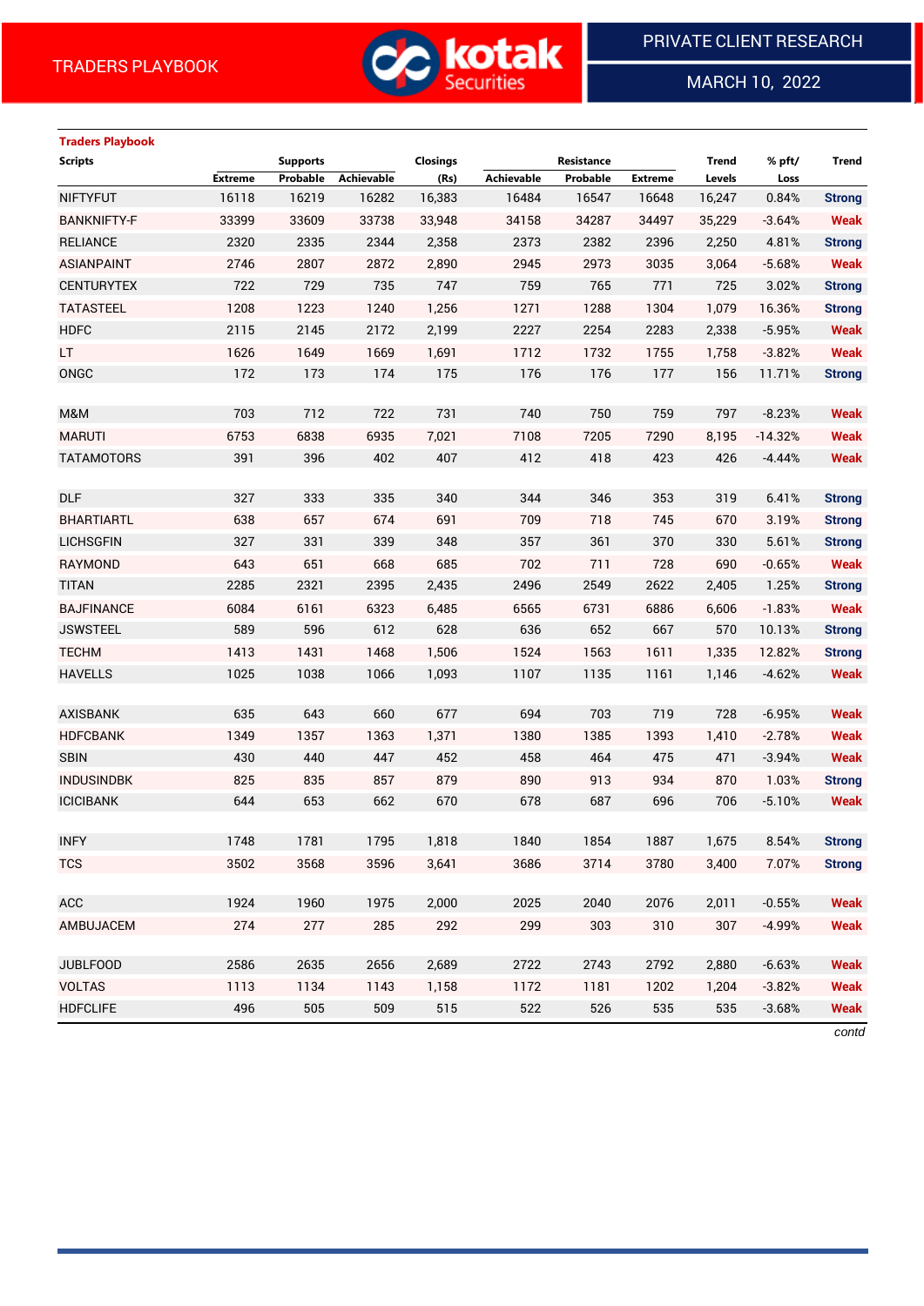TRADERS PLAYBOOK

PRIVATE CLIENT RESEARCH

MARCH 10, 2022

**Traders Playbook**

| Scripts | Supports | | | Closings | Resistance | | | Trend | % pft/ | Trend |
|---|---|---|---|---|---|---|---|---|---|---|
| | Extreme | Probable | Achievable | (Rs) | Achievable | Probable | Extreme | Levels | Loss | |
| NIFTYFUT | 16118 | 16219 | 16282 | 16,383 | 16484 | 16547 | 16648 | 16,247 | 0.84% | Strong |
| BANKNIFTY-F | 33399 | 33609 | 33738 | 33,948 | 34158 | 34287 | 34497 | 35,229 | -3.64% | Weak |
| RELIANCE | 2320 | 2335 | 2344 | 2,358 | 2373 | 2382 | 2396 | 2,250 | 4.81% | Strong |
| ASIANPAINT | 2746 | 2807 | 2872 | 2,890 | 2945 | 2973 | 3035 | 3,064 | -5.68% | Weak |
| CENTURYTEX | 722 | 729 | 735 | 747 | 759 | 765 | 771 | 725 | 3.02% | Strong |
| TATASTEEL | 1208 | 1223 | 1240 | 1,256 | 1271 | 1288 | 1304 | 1,079 | 16.36% | Strong |
| HDFC | 2115 | 2145 | 2172 | 2,199 | 2227 | 2254 | 2283 | 2,338 | -5.95% | Weak |
| LT | 1626 | 1649 | 1669 | 1,691 | 1712 | 1732 | 1755 | 1,758 | -3.82% | Weak |
| ONGC | 172 | 173 | 174 | 175 | 176 | 176 | 177 | 156 | 11.71% | Strong |
| | | | | | | | | | | |
| M&M | 703 | 712 | 722 | 731 | 740 | 750 | 759 | 797 | -8.23% | Weak |
| MARUTI | 6753 | 6838 | 6935 | 7,021 | 7108 | 7205 | 7290 | 8,195 | -14.32% | Weak |
| TATAMOTORS | 391 | 396 | 402 | 407 | 412 | 418 | 423 | 426 | -4.44% | Weak |
| | | | | | | | | | | |
| DLF | 327 | 333 | 335 | 340 | 344 | 346 | 353 | 319 | 6.41% | Strong |
| BHARTIARTL | 638 | 657 | 674 | 691 | 709 | 718 | 745 | 670 | 3.19% | Strong |
| LICHSGFIN | 327 | 331 | 339 | 348 | 357 | 361 | 370 | 330 | 5.61% | Strong |
| RAYMOND | 643 | 651 | 668 | 685 | 702 | 711 | 728 | 690 | -0.65% | Weak |
| TITAN | 2285 | 2321 | 2395 | 2,435 | 2496 | 2549 | 2622 | 2,405 | 1.25% | Strong |
| BAJFINANCE | 6084 | 6161 | 6323 | 6,485 | 6565 | 6731 | 6886 | 6,606 | -1.83% | Weak |
| JSWSTEEL | 589 | 596 | 612 | 628 | 636 | 652 | 667 | 570 | 10.13% | Strong |
| TECHM | 1413 | 1431 | 1468 | 1,506 | 1524 | 1563 | 1611 | 1,335 | 12.82% | Strong |
| HAVELLS | 1025 | 1038 | 1066 | 1,093 | 1107 | 1135 | 1161 | 1,146 | -4.62% | Weak |
| | | | | | | | | | | |
| AXISBANK | 635 | 643 | 660 | 677 | 694 | 703 | 719 | 728 | -6.95% | Weak |
| HDFCBANK | 1349 | 1357 | 1363 | 1,371 | 1380 | 1385 | 1393 | 1,410 | -2.78% | Weak |
| SBIN | 430 | 440 | 447 | 452 | 458 | 464 | 475 | 471 | -3.94% | Weak |
| INDUSINDBK | 825 | 835 | 857 | 879 | 890 | 913 | 934 | 870 | 1.03% | Strong |
| ICICIBANK | 644 | 653 | 662 | 670 | 678 | 687 | 696 | 706 | -5.10% | Weak |
| | | | | | | | | | | |
| INFY | 1748 | 1781 | 1795 | 1,818 | 1840 | 1854 | 1887 | 1,675 | 8.54% | Strong |
| TCS | 3502 | 3568 | 3596 | 3,641 | 3686 | 3714 | 3780 | 3,400 | 7.07% | Strong |
| | | | | | | | | | | |
| ACC | 1924 | 1960 | 1975 | 2,000 | 2025 | 2040 | 2076 | 2,011 | -0.55% | Weak |
| AMBUJACEM | 274 | 277 | 285 | 292 | 299 | 303 | 310 | 307 | -4.99% | Weak |
| | | | | | | | | | | |
| JUBLFOOD | 2586 | 2635 | 2656 | 2,689 | 2722 | 2743 | 2792 | 2,880 | -6.63% | Weak |
| VOLTAS | 1113 | 1134 | 1143 | 1,158 | 1172 | 1181 | 1202 | 1,204 | -3.82% | Weak |
| HDFCLIFE | 496 | 505 | 509 | 515 | 522 | 526 | 535 | 535 | -3.68% | Weak |

*contd*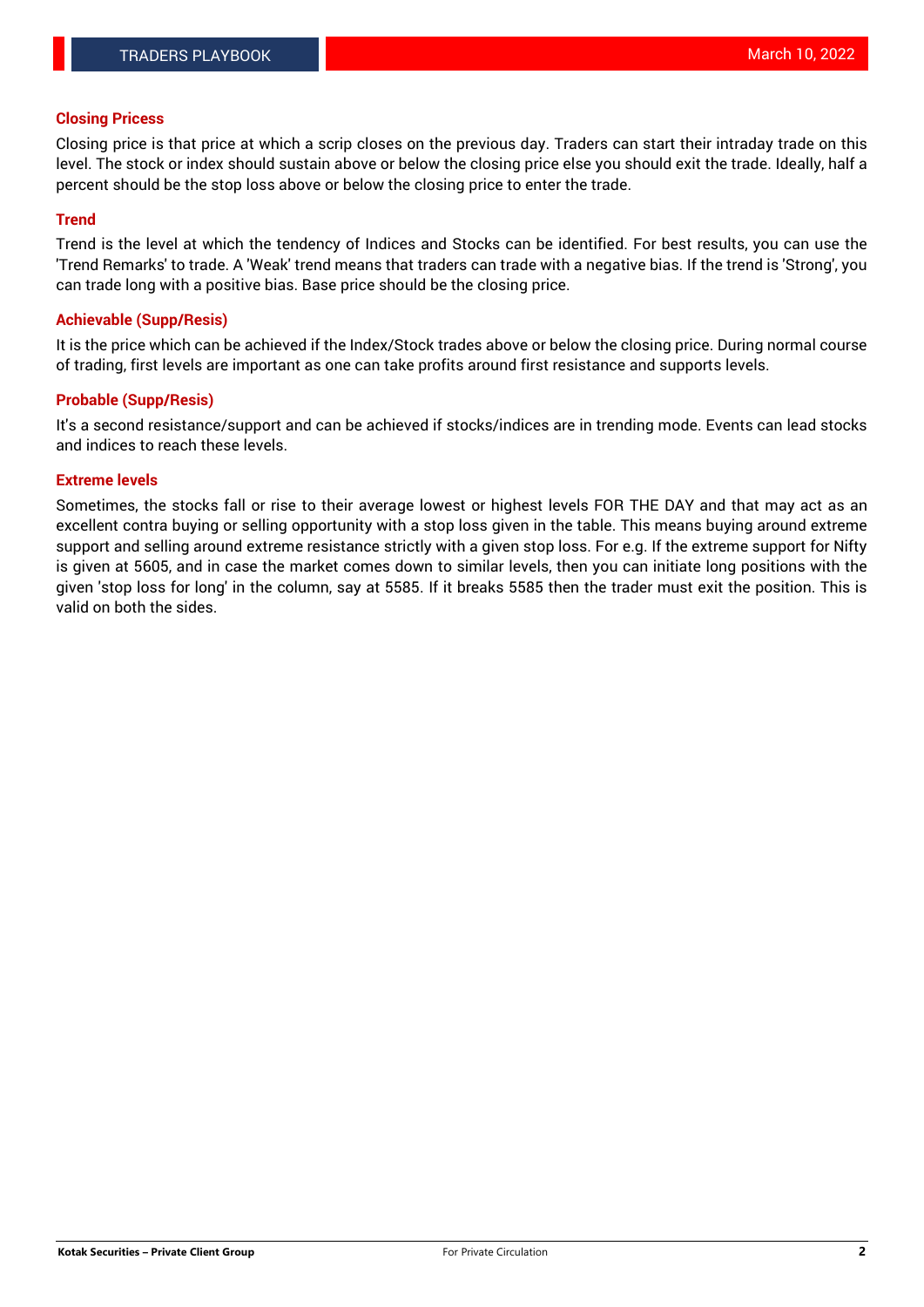## Closing Pricess

Closing price is that price at which a scrip closes on the previous day. Traders can start their intraday trade on this level. The stock or index should sustain above or below the closing price else you should exit the trade. Ideally, half a percent should be the stop loss above or below the closing price to enter the trade.

## Trend

Trend is the level at which the tendency of Indices and Stocks can be identified. For best results, you can use the 'Trend Remarks' to trade. A 'Weak' trend means that traders can trade with a negative bias. If the trend is 'Strong', you can trade long with a positive bias. Base price should be the closing price.

## Achievable (Supp/Resis)

It is the price which can be achieved if the Index/Stock trades above or below the closing price. During normal course of trading, first levels are important as one can take profits around first resistance and supports levels.

## Probable (Supp/Resis)

It's a second resistance/support and can be achieved if stocks/indices are in trending mode. Events can lead stocks and indices to reach these levels.

## Extreme levels

Sometimes, the stocks fall or rise to their average lowest or highest levels FOR THE DAY and that may act as an excellent contra buying or selling opportunity with a stop loss given in the table. This means buying around extreme support and selling around extreme resistance strictly with a given stop loss. For e.g. If the extreme support for Nifty is given at 5605, and in case the market comes down to similar levels, then you can initiate long positions with the given 'stop loss for long' in the column, say at 5585. If it breaks 5585 then the trader must exit the position. This is valid on both the sides.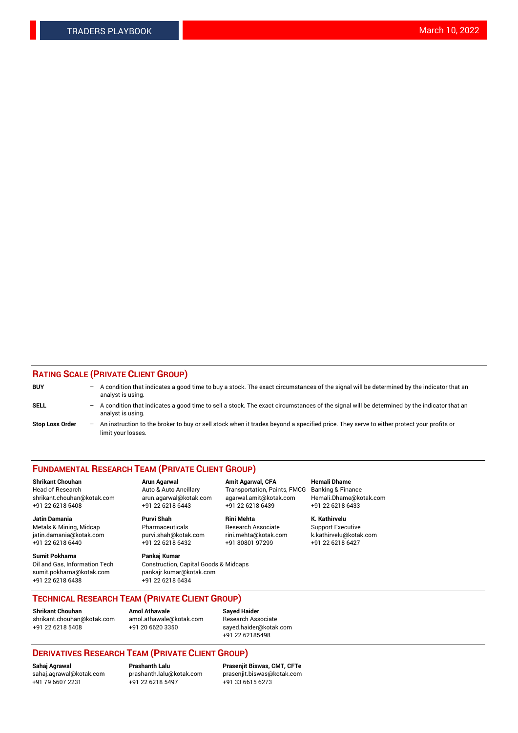## RATING SCALE (PRIVATE CLIENT GROUP)

**BUY** – A condition that indicates a good time to buy a stock. The exact circumstances of the signal will be determined by the indicator that an analyst is using.

**SELL** – A condition that indicates a good time to sell a stock. The exact circumstances of the signal will be determined by the indicator that an analyst is using.

**Stop Loss Order** – An instruction to the broker to buy or sell stock when it trades beyond a specified price. They serve to either protect your profits or limit your losses.

## FUNDAMENTAL RESEARCH TEAM (PRIVATE CLIENT GROUP)

**Shrikant Chouhan**
Head of Research
shrikant.chouhan@kotak.com
+91 22 6218 5408

**Arun Agarwal**
Auto & Auto Ancillary
arun.agarwal@kotak.com
+91 22 6218 6443

**Amit Agarwal, CFA**
Transportation, Paints, FMCG
agarwal.amit@kotak.com
+91 22 6218 6439

**Hemali Dhame**
Banking & Finance
Hemali.Dhame@kotak.com
+91 22 6218 6433

**Jatin Damania**
Metals & Mining, Midcap
jatin.damania@kotak.com
+91 22 6218 6440

**Purvi Shah**
Pharmaceuticals
purvi.shah@kotak.com
+91 22 6218 6432

**Rini Mehta**
Research Associate
rini.mehta@kotak.com
+91 80801 97299

**K. Kathirvelu**
Support Executive
k.kathirvelu@kotak.com
+91 22 6218 6427

**Sumit Pokharna**
Oil and Gas, Information Tech
sumit.pokharna@kotak.com
+91 22 6218 6438

**Pankaj Kumar**
Construction, Capital Goods & Midcaps
pankajr.kumar@kotak.com
+91 22 6218 6434

## TECHNICAL RESEARCH TEAM (PRIVATE CLIENT GROUP)

**Shrikant Chouhan**
shrikant.chouhan@kotak.com
+91 22 6218 5408

**Amol Athawale**
amol.athawale@kotak.com
+91 20 6620 3350

**Sayed Haider**
Research Associate
sayed.haider@kotak.com
+91 22 62185498

## DERIVATIVES RESEARCH TEAM (PRIVATE CLIENT GROUP)

**Sahaj Agrawal**
sahaj.agrawal@kotak.com
+91 79 6607 2231

**Prashanth Lalu**
prashanth.lalu@kotak.com
+91 22 6218 5497

**Prasenjit Biswas, CMT, CFTe**
prasenjit.biswas@kotak.com
+91 33 6615 6273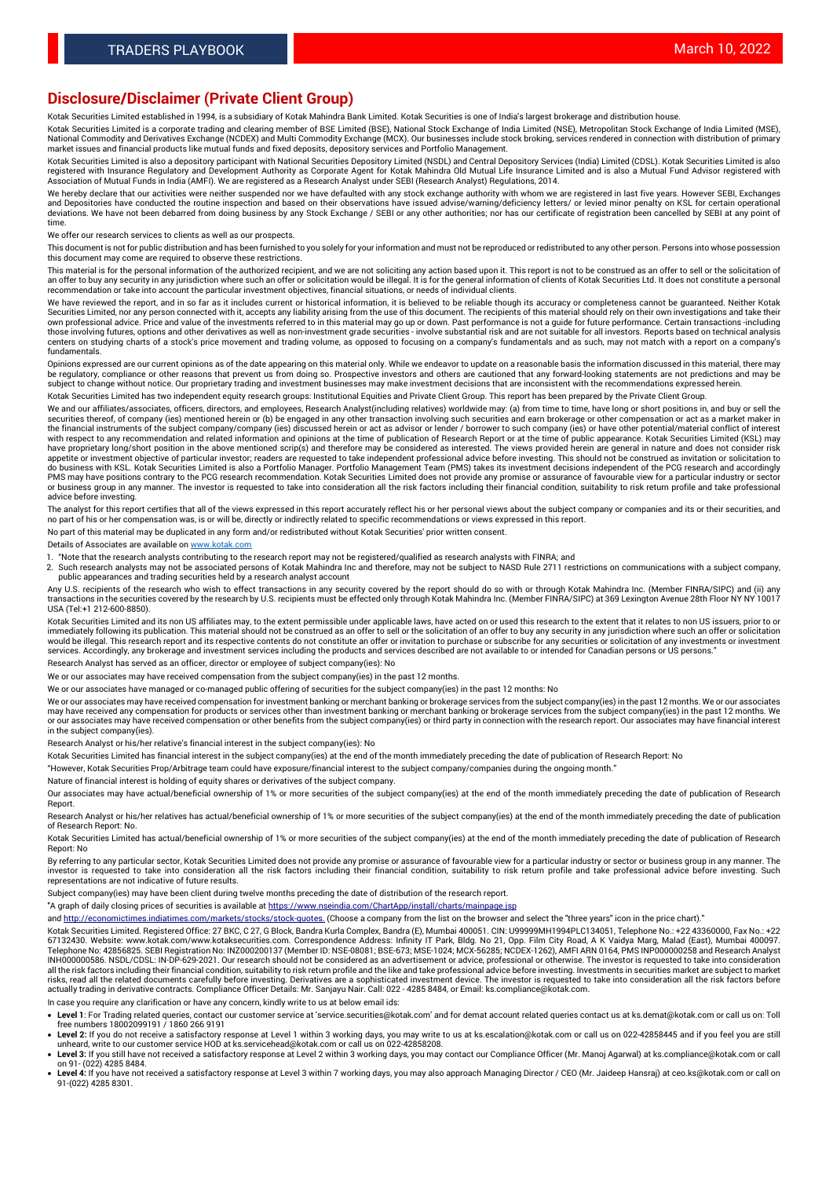## Disclosure/Disclaimer (Private Client Group)

Kotak Securities Limited established in 1994, is a subsidiary of Kotak Mahindra Bank Limited. Kotak Securities is one of India's largest brokerage and distribution house.

Kotak Securities Limited is a corporate trading and clearing member of BSE Limited (BSE), National Stock Exchange of India Limited (NSE), Metropolitan Stock Exchange of India Limited (MSE), National Commodity and Derivatives Exchange (NCDEX) and Multi Commodity Exchange (MCX). Our businesses include stock broking, services rendered in connection with distribution of primary market issues and financial products like mutual funds and fixed deposits, depository services and Portfolio Management.

Kotak Securities Limited is also a depository participant with National Securities Depository Limited (NSDL) and Central Depository Services (India) Limited (CDSL). Kotak Securities Limited is also registered with Insurance Regulatory and Development Authority as Corporate Agent for Kotak Mahindra Old Mutual Life Insurance Limited and is also a Mutual Fund Advisor registered with Association of Mutual Funds in India (AMFI). We are registered as a Research Analyst under SEBI (Research Analyst) Regulations, 2014.

We hereby declare that our activities were neither suspended nor we have defaulted with any stock exchange authority with whom we are registered in last five years. However SEBI, Exchanges and Depositories have conducted the routine inspection and based on their observations have issued advise/warning/deficiency letters/ or levied minor penalty on KSL for certain operational deviations. We have not been debarred from doing business by any Stock Exchange / SEBI or any other authorities; nor has our certificate of registration been cancelled by SEBI at any point of time.

We offer our research services to clients as well as our prospects.

This document is not for public distribution and has been furnished to you solely for your information and must not be reproduced or redistributed to any other person. Persons into whose possession this document may come are required to observe these restrictions.

This material is for the personal information of the authorized recipient, and we are not soliciting any action based upon it. This report is not to be construed as an offer to sell or the solicitation of an offer to buy any security in any jurisdiction where such an offer or solicitation would be illegal. It is for the general information of clients of Kotak Securities Ltd. It does not constitute a personal recommendation or take into account the particular investment objectives, financial situations, or needs of individual clients.

We have reviewed the report, and in so far as it includes current or historical information, it is believed to be reliable though its accuracy or completeness cannot be guaranteed. Neither Kotak Securities Limited, nor any person connected with it, accepts any liability arising from the use of this document. The recipients of this material should rely on their own investigations and take their own professional advice. Price and value of the investments referred to in this material may go up or down. Past performance is not a guide for future performance. Certain transactions -including those involving futures, options and other derivatives as well as non-investment grade securities - involve substantial risk and are not suitable for all investors. Reports based on technical analysis centers on studying charts of a stock's price movement and trading volume, as opposed to focusing on a company's fundamentals and as such, may not match with a report on a company's fundamentals.

Opinions expressed are our current opinions as of the date appearing on this material only. While we endeavor to update on a reasonable basis the information discussed in this material, there may be regulatory, compliance or other reasons that prevent us from doing so. Prospective investors and others are cautioned that any forward-looking statements are not predictions and may be subject to change without notice. Our proprietary trading and investment businesses may make investment decisions that are inconsistent with the recommendations expressed herein.

Kotak Securities Limited has two independent equity research groups: Institutional Equities and Private Client Group. This report has been prepared by the Private Client Group.

We and our affiliates/associates, officers, directors, and employees, Research Analyst(including relatives) worldwide may: (a) from time to time, have long or short positions in, and buy or sell the securities thereof, of company (ies) mentioned herein or (b) be engaged in any other transaction involving such securities and earn brokerage or other compensation or act as a market maker in the financial instruments of the subject company/company (ies) discussed herein or act as advisor or lender / borrower to such company (ies) or have other potential/material conflict of interest with respect to any recommendation and related information and opinions at the time of publication of Research Report or at the time of public appearance. Kotak Securities Limited (KSL) may have proprietary long/short position in the above mentioned scrip(s) and therefore may be considered as interested. The views provided herein are general in nature and does not consider risk appetite or investment objective of particular investor; readers are requested to take independent professional advice before investing. This should not be construed as invitation or solicitation to do business with KSL. Kotak Securities Limited is also a Portfolio Manager. Portfolio Management Team (PMS) takes its investment decisions independent of the PCG research and accordingly PMS may have positions contrary to the PCG research recommendation. Kotak Securities Limited does not provide any promise or assurance of favourable view for a particular industry or sector or business group in any manner. The investor is requested to take into consideration all the risk factors including their financial condition, suitability to risk return profile and take professional advice before investing.

The analyst for this report certifies that all of the views expressed in this report accurately reflect his or her personal views about the subject company or companies and its or their securities, and no part of his or her compensation was, is or will be, directly or indirectly related to specific recommendations or views expressed in this report.

No part of this material may be duplicated in any form and/or redistributed without Kotak Securities' prior written consent.

Details of Associates are available on www.kotak.com

1. "Note that the research analysts contributing to the research report may not be registered/qualified as research analysts with FINRA; and
2. Such research analysts may not be associated persons of Kotak Mahindra Inc and therefore, may not be subject to NASD Rule 2711 restrictions on communications with a subject company, public appearances and trading securities held by a research analyst account

Any U.S. recipients of the research who wish to effect transactions in any security covered by the report should do so with or through Kotak Mahindra Inc. (Member FINRA/SIPC) and (ii) any transactions in the securities covered by the research by U.S. recipients must be effected only through Kotak Mahindra Inc. (Member FINRA/SIPC) at 369 Lexington Avenue 28th Floor NY NY 10017 USA (Tel:+1 212-600-8850).

Kotak Securities Limited and its non US affiliates may, to the extent permissible under applicable laws, have acted on or used this research to the extent that it relates to non US issuers, prior to or immediately following its publication. This material should not be construed as an offer to sell or the solicitation of an offer to buy any security in any jurisdiction where such an offer or solicitation would be illegal. This research report and its respective contents do not constitute an offer or invitation to purchase or subscribe for any securities or solicitation of any investments or investment services. Accordingly, any brokerage and investment services including the products and services described are not available to or intended for Canadian persons or US persons."

Research Analyst has served as an officer, director or employee of subject company(ies): No

We or our associates may have received compensation from the subject company(ies) in the past 12 months.

We or our associates have managed or co-managed public offering of securities for the subject company(ies) in the past 12 months: No

We or our associates may have received compensation for investment banking or merchant banking or brokerage services from the subject company(ies) in the past 12 months. We or our associates may have received any compensation for products or services other than investment banking or merchant banking or brokerage services from the subject company(ies) in the past 12 months. We or our associates may have received compensation or other benefits from the subject company(ies) or third party in connection with the research report. Our associates may have financial interest in the subject company(ies).

Research Analyst or his/her relative's financial interest in the subject company(ies): No

Kotak Securities Limited has financial interest in the subject company(ies) at the end of the month immediately preceding the date of publication of Research Report: No

"However, Kotak Securities Prop/Arbitrage team could have exposure/financial interest to the subject company/companies during the ongoing month."

Nature of financial interest is holding of equity shares or derivatives of the subject company.

Our associates may have actual/beneficial ownership of 1% or more securities of the subject company(ies) at the end of the month immediately preceding the date of publication of Research Report.

Research Analyst or his/her relatives has actual/beneficial ownership of 1% or more securities of the subject company(ies) at the end of the month immediately preceding the date of publication of Research Report: No.

Kotak Securities Limited has actual/beneficial ownership of 1% or more securities of the subject company(ies) at the end of the month immediately preceding the date of publication of Research Report: No

By referring to any particular sector, Kotak Securities Limited does not provide any promise or assurance of favourable view for a particular industry or sector or business group in any manner. The investor is requested to take into consideration all the risk factors including their financial condition, suitability to risk return profile and take professional advice before investing. Such representations are not indicative of future results.

Subject company(ies) may have been client during twelve months preceding the date of distribution of the research report.

"A graph of daily closing prices of securities is available at https://www.nseindia.com/ChartApp/install/charts/mainpage.jsp

and http://economictimes.indiatimes.com/markets/stocks/stock-quotes. (Choose a company from the list on the browser and select the "three years" icon in the price chart)."

Kotak Securities Limited. Registered Office: 27 BKC, C 27, G Block, Bandra Kurla Complex, Bandra (E), Mumbai 400051. CIN: U99999MH1994PLC134051, Telephone No.: +22 43360000, Fax No.: +22 67132430. Website: www.kotak.com/www.kotaksecurities.com. Correspondence Address: Infinity IT Park, Bldg. No 21, Opp. Film City Road, A K Vaidya Marg, Malad (East), Mumbai 400097. Telephone No: 42856825. SEBI Registration No: INZ000200137 (Member ID: NSE-08081; BSE-673; MSE-1024; MCX-56285; NCDEX-1262), AMFI ARN 0164, PMS INP000000258 and Research Analyst INH000000586. NSDL/CDSL: IN-DP-629-2021. Our research should not be considered as an advertisement or advice, professional or otherwise. The investor is requested to take into consideration all the risk factors including their financial condition, suitability to risk return profile and the like and take professional advice before investing. Investments in securities market are subject to market risks, read all the related documents carefully before investing. Derivatives are a sophisticated investment device. The investor is requested to take into consideration all the risk factors before actually trading in derivative contracts. Compliance Officer Details: Mr. Sanjayu Nair. Call: 022 - 4285 8484, or Email: ks.compliance@kotak.com.

In case you require any clarification or have any concern, kindly write to us at below email ids:

- **Level 1**: For Trading related queries, contact our customer service at 'service.securities@kotak.com' and for demat account related queries contact us at ks.demat@kotak.com or call us on: Toll free numbers 18002099191 / 1860 266 9191
- **Level 2**: If you do not receive a satisfactory response at Level 1 within 3 working days, you may write to us at ks.escalation@kotak.com or call us on 022-42858445 and if you feel you are still unheard, write to our customer service HOD at ks.servicehead@kotak.com or call us on 022-42858208.
- **Level 3**: If you still have not received a satisfactory response at Level 2 within 3 working days, you may contact our Compliance Officer (Mr. Manoj Agarwal) at ks.compliance@kotak.com or call on 91- (022) 4285 8484.
- **Level 4**: If you have not received a satisfactory response at Level 3 within 7 working days, you may also approach Managing Director / CEO (Mr. Jaideep Hansraj) at ceo.ks@kotak.com or call on 91-(022) 4285 8301.